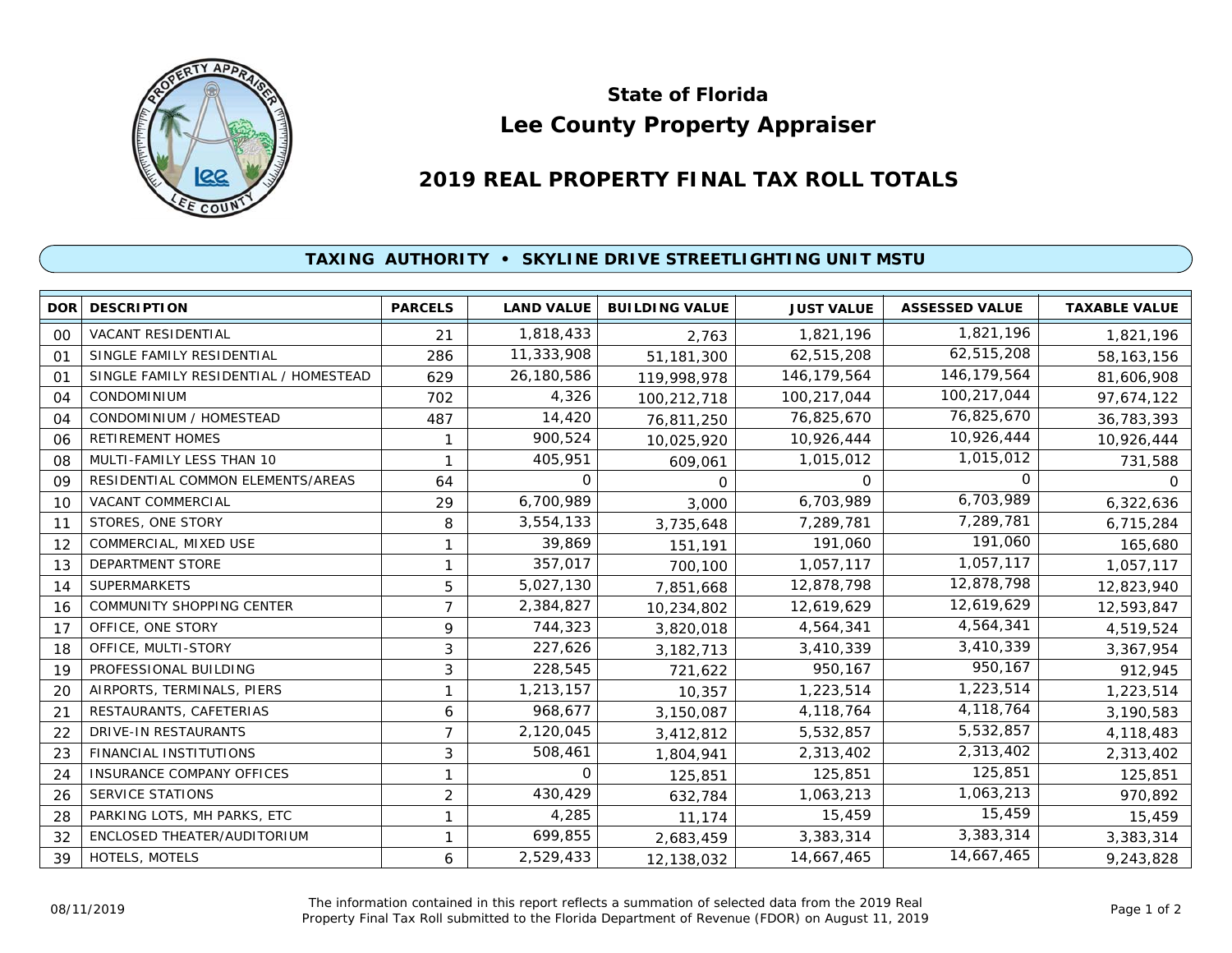# State of Florida
# Lee County Property Appraiser

## 2019 REAL PROPERTY FINAL TAX ROLL TOTALS

### TAXING AUTHORITY • SKYLINE DRIVE STREETLIGHTING UNIT MSTU

| DOR | DESCRIPTION | PARCELS | LAND VALUE | BUILDING VALUE | JUST VALUE | ASSESSED VALUE | TAXABLE VALUE |
|---|---|---|---|---|---|---|---|
| 00 | VACANT RESIDENTIAL | 21 | 1,818,433 | 2,763 | 1,821,196 | 1,821,196 | 1,821,196 |
| 01 | SINGLE FAMILY RESIDENTIAL | 286 | 11,333,908 | 51,181,300 | 62,515,208 | 62,515,208 | 58,163,156 |
| 01 | SINGLE FAMILY RESIDENTIAL / HOMESTEAD | 629 | 26,180,586 | 119,998,978 | 146,179,564 | 146,179,564 | 81,606,908 |
| 04 | CONDOMINIUM | 702 | 4,326 | 100,212,718 | 100,217,044 | 100,217,044 | 97,674,122 |
| 04 | CONDOMINIUM / HOMESTEAD | 487 | 14,420 | 76,811,250 | 76,825,670 | 76,825,670 | 36,783,393 |
| 06 | RETIREMENT HOMES | 1 | 900,524 | 10,025,920 | 10,926,444 | 10,926,444 | 10,926,444 |
| 08 | MULTI-FAMILY LESS THAN 10 | 1 | 405,951 | 609,061 | 1,015,012 | 1,015,012 | 731,588 |
| 09 | RESIDENTIAL COMMON ELEMENTS/AREAS | 64 | 0 | 0 | 0 | 0 | 0 |
| 10 | VACANT COMMERCIAL | 29 | 6,700,989 | 3,000 | 6,703,989 | 6,703,989 | 6,322,636 |
| 11 | STORES, ONE STORY | 8 | 3,554,133 | 3,735,648 | 7,289,781 | 7,289,781 | 6,715,284 |
| 12 | COMMERCIAL, MIXED USE | 1 | 39,869 | 151,191 | 191,060 | 191,060 | 165,680 |
| 13 | DEPARTMENT STORE | 1 | 357,017 | 700,100 | 1,057,117 | 1,057,117 | 1,057,117 |
| 14 | SUPERMARKETS | 5 | 5,027,130 | 7,851,668 | 12,878,798 | 12,878,798 | 12,823,940 |
| 16 | COMMUNITY SHOPPING CENTER | 7 | 2,384,827 | 10,234,802 | 12,619,629 | 12,619,629 | 12,593,847 |
| 17 | OFFICE, ONE STORY | 9 | 744,323 | 3,820,018 | 4,564,341 | 4,564,341 | 4,519,524 |
| 18 | OFFICE, MULTI-STORY | 3 | 227,626 | 3,182,713 | 3,410,339 | 3,410,339 | 3,367,954 |
| 19 | PROFESSIONAL BUILDING | 3 | 228,545 | 721,622 | 950,167 | 950,167 | 912,945 |
| 20 | AIRPORTS, TERMINALS, PIERS | 1 | 1,213,157 | 10,357 | 1,223,514 | 1,223,514 | 1,223,514 |
| 21 | RESTAURANTS, CAFETERIAS | 6 | 968,677 | 3,150,087 | 4,118,764 | 4,118,764 | 3,190,583 |
| 22 | DRIVE-IN RESTAURANTS | 7 | 2,120,045 | 3,412,812 | 5,532,857 | 5,532,857 | 4,118,483 |
| 23 | FINANCIAL INSTITUTIONS | 3 | 508,461 | 1,804,941 | 2,313,402 | 2,313,402 | 2,313,402 |
| 24 | INSURANCE COMPANY OFFICES | 1 | 0 | 125,851 | 125,851 | 125,851 | 125,851 |
| 26 | SERVICE STATIONS | 2 | 430,429 | 632,784 | 1,063,213 | 1,063,213 | 970,892 |
| 28 | PARKING LOTS, MH PARKS, ETC | 1 | 4,285 | 11,174 | 15,459 | 15,459 | 15,459 |
| 32 | ENCLOSED THEATER/AUDITORIUM | 1 | 699,855 | 2,683,459 | 3,383,314 | 3,383,314 | 3,383,314 |
| 39 | HOTELS, MOTELS | 6 | 2,529,433 | 12,138,032 | 14,667,465 | 14,667,465 | 9,243,828 |

08/11/2019

The information contained in this report reflects a summation of selected data from the 2019 Real Property Final Tax Roll submitted to the Florida Department of Revenue (FDOR) on August 11, 2019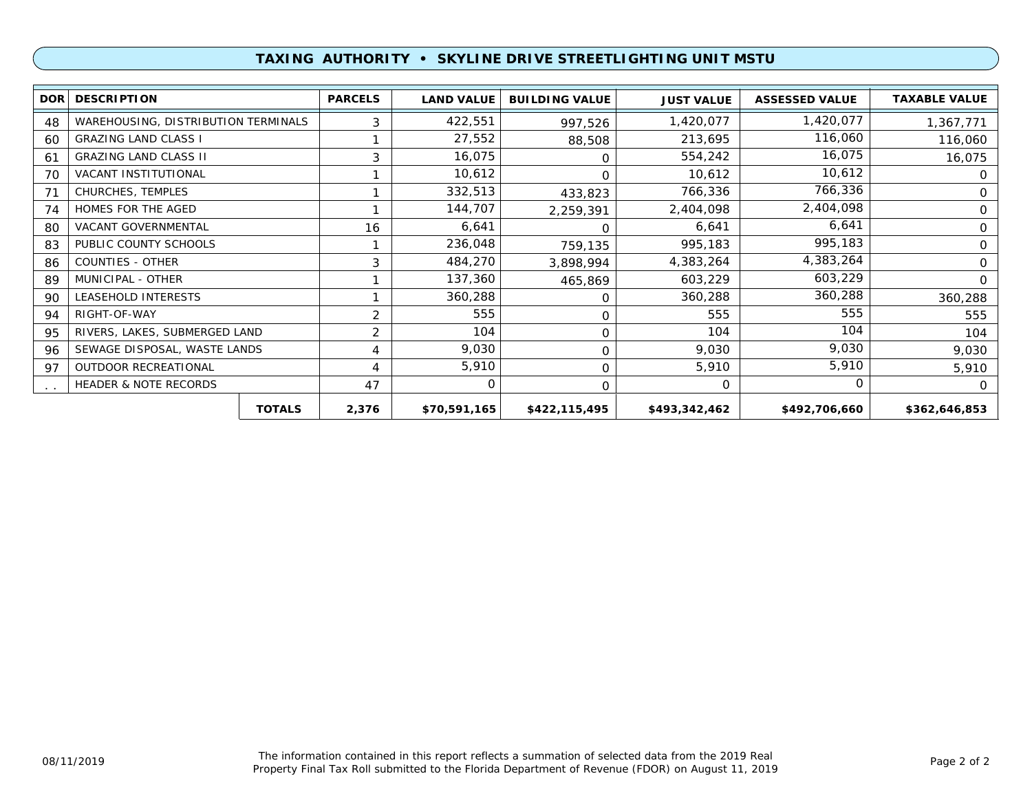## TAXING AUTHORITY • SKYLINE DRIVE STREETLIGHTING UNIT MSTU

| DOR | DESCRIPTION | PARCELS | LAND VALUE | BUILDING VALUE | JUST VALUE | ASSESSED VALUE | TAXABLE VALUE |
|---|---|---|---|---|---|---|---|
| 48 | WAREHOUSING, DISTRIBUTION TERMINALS | 3 | 422,551 | 997,526 | 1,420,077 | 1,420,077 | 1,367,771 |
| 60 | GRAZING LAND CLASS I | 1 | 27,552 | 88,508 | 213,695 | 116,060 | 116,060 |
| 61 | GRAZING LAND CLASS II | 3 | 16,075 | 0 | 554,242 | 16,075 | 16,075 |
| 70 | VACANT INSTITUTIONAL | 1 | 10,612 | 0 | 10,612 | 10,612 | 0 |
| 71 | CHURCHES, TEMPLES | 1 | 332,513 | 433,823 | 766,336 | 766,336 | 0 |
| 74 | HOMES FOR THE AGED | 1 | 144,707 | 2,259,391 | 2,404,098 | 2,404,098 | 0 |
| 80 | VACANT GOVERNMENTAL | 16 | 6,641 | 0 | 6,641 | 6,641 | 0 |
| 83 | PUBLIC COUNTY SCHOOLS | 1 | 236,048 | 759,135 | 995,183 | 995,183 | 0 |
| 86 | COUNTIES - OTHER | 3 | 484,270 | 3,898,994 | 4,383,264 | 4,383,264 | 0 |
| 89 | MUNICIPAL - OTHER | 1 | 137,360 | 465,869 | 603,229 | 603,229 | 0 |
| 90 | LEASEHOLD INTERESTS | 1 | 360,288 | 0 | 360,288 | 360,288 | 360,288 |
| 94 | RIGHT-OF-WAY | 2 | 555 | 0 | 555 | 555 | 555 |
| 95 | RIVERS, LAKES, SUBMERGED LAND | 2 | 104 | 0 | 104 | 104 | 104 |
| 96 | SEWAGE DISPOSAL, WASTE LANDS | 4 | 9,030 | 0 | 9,030 | 9,030 | 9,030 |
| 97 | OUTDOOR RECREATIONAL | 4 | 5,910 | 0 | 5,910 | 5,910 | 5,910 |
| .. | HEADER & NOTE RECORDS | 47 | 0 | 0 | 0 | 0 | 0 |
| | **TOTALS** | **2,376** | **$70,591,165** | **$422,115,495** | **$493,342,462** | **$492,706,660** | **$362,646,853** |

08/11/2019

The information contained in this report reflects a summation of selected data from the 2019 Real Property Final Tax Roll submitted to the Florida Department of Revenue (FDOR) on August 11, 2019